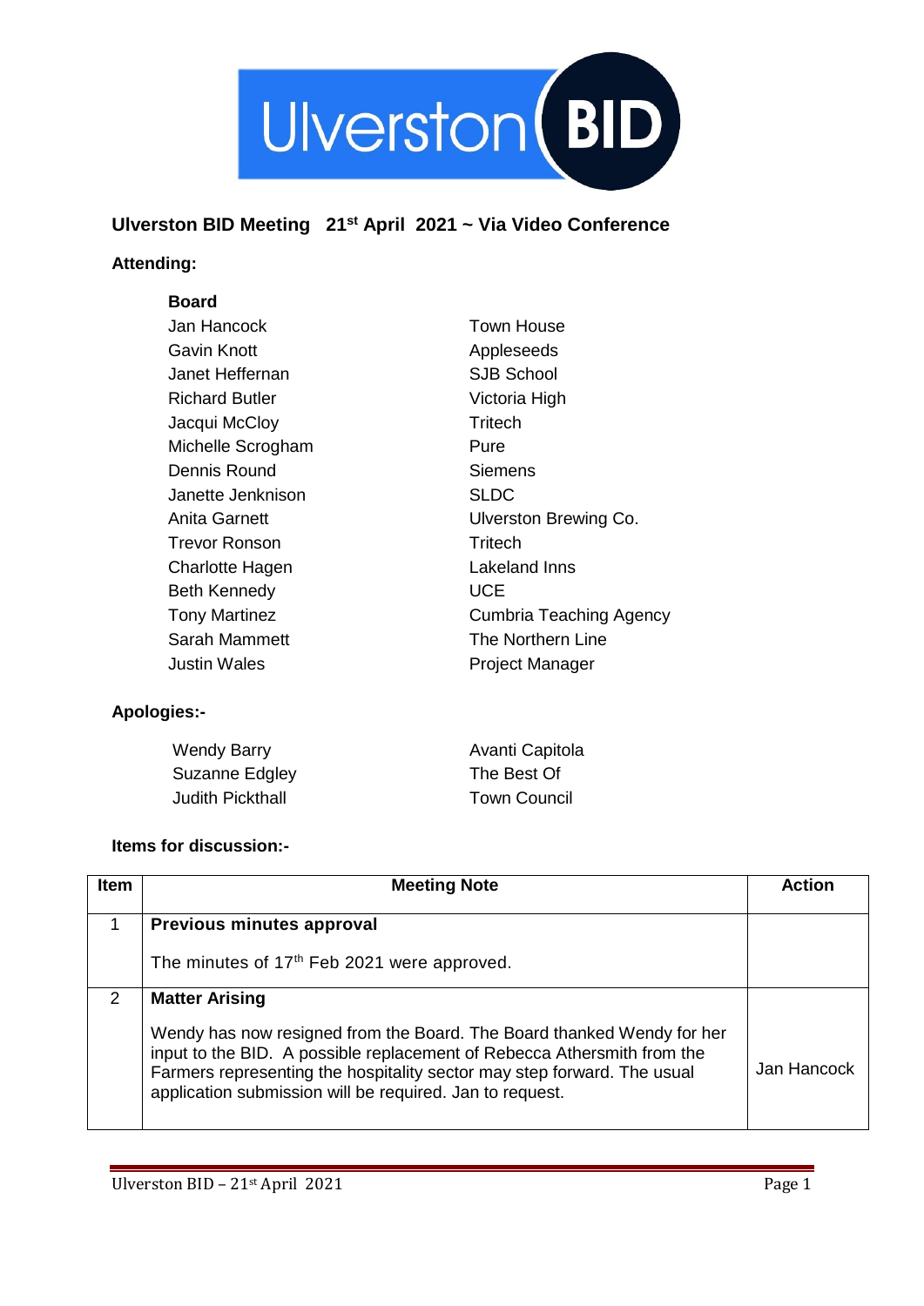Ulverston BID

## Ulverston BID Meeting 21st April 2021 ~ Via Video Conference

### Attending:

**Board**

| | |
|---|---|
| Jan Hancock | Town House |
| Gavin Knott | Appleseeds |
| Janet Heffernan | SJB School |
| Richard Butler | Victoria High |
| Jacqui McCloy | Tritech |
| Michelle Scrogham | Pure |
| Dennis Round | Siemens |
| Janette Jenknison | SLDC |
| Anita Garnett | Ulverston Brewing Co. |
| Trevor Ronson | Tritech |
| Charlotte Hagen | Lakeland Inns |
| Beth Kennedy | UCE |
| Tony Martinez | Cumbria Teaching Agency |
| Sarah Mammett | The Northern Line |
| Justin Wales | Project Manager |

### Apologies:-

| | |
|---|---|
| Wendy Barry | Avanti Capitola |
| Suzanne Edgley | The Best Of |
| Judith Pickthall | Town Council |

### Items for discussion:-

| Item | Meeting Note | Action |
|---|---|---|
| 1 | **Previous minutes approval**<br><br>The minutes of 17th Feb 2021 were approved. | |
| 2 | **Matter Arising**<br><br>Wendy has now resigned from the Board. The Board thanked Wendy for her input to the BID. A possible replacement of Rebecca Athersmith from the Farmers representing the hospitality sector may step forward. The usual application submission will be required. Jan to request. | Jan Hancock |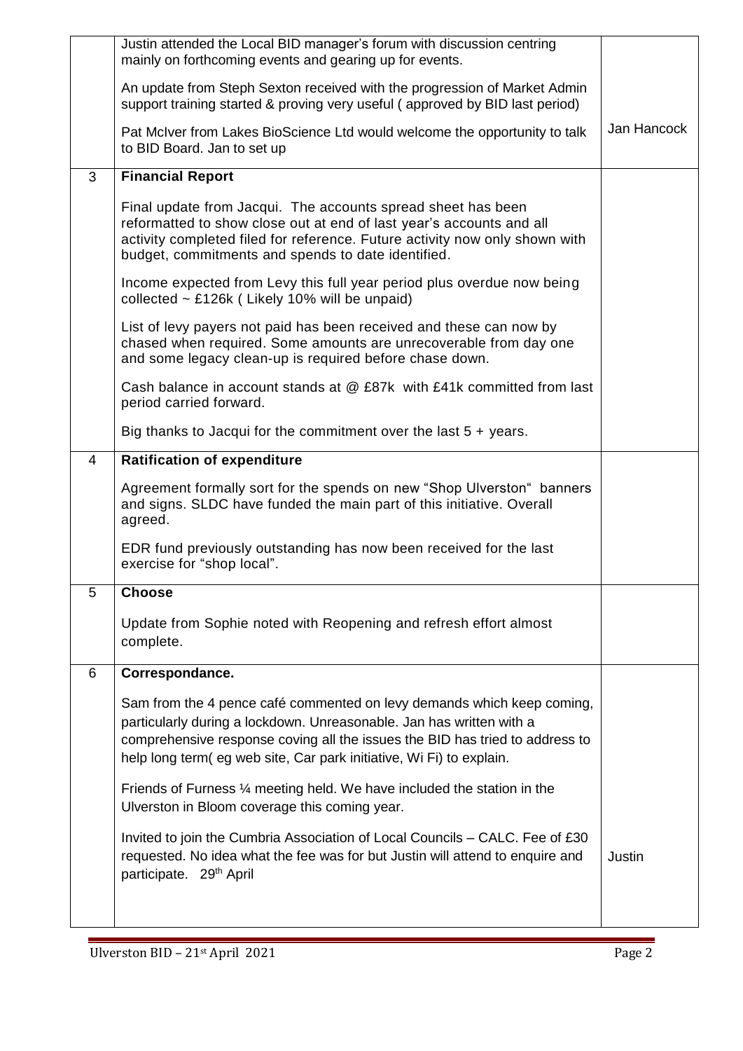| | | |
|---|---|---|
| | Justin attended the Local BID manager's forum with discussion centring mainly on forthcoming events and gearing up for events.<br><br>An update from Steph Sexton received with the progression of Market Admin support training started & proving very useful ( approved by BID last period)<br><br>Pat McIver from Lakes BioScience Ltd would welcome the opportunity to talk to BID Board. Jan to set up | Jan Hancock |
| 3 | **Financial Report**<br><br>Final update from Jacqui. The accounts spread sheet has been reformatted to show close out at end of last year's accounts and all activity completed filed for reference. Future activity now only shown with budget, commitments and spends to date identified.<br><br>Income expected from Levy this full year period plus overdue now being collected ~ £126k ( Likely 10% will be unpaid)<br><br>List of levy payers not paid has been received and these can now by chased when required. Some amounts are unrecoverable from day one and some legacy clean-up is required before chase down.<br><br>Cash balance in account stands at @ £87k with £41k committed from last period carried forward.<br><br>Big thanks to Jacqui for the commitment over the last 5 + years. | |
| 4 | **Ratification of expenditure**<br><br>Agreement formally sort for the spends on new "Shop Ulverston" banners and signs. SLDC have funded the main part of this initiative. Overall agreed.<br><br>EDR fund previously outstanding has now been received for the last exercise for "shop local". | |
| 5 | **Choose**<br><br>Update from Sophie noted with Reopening and refresh effort almost complete. | |
| 6 | **Correspondance.**<br><br>Sam from the 4 pence café commented on levy demands which keep coming, particularly during a lockdown. Unreasonable. Jan has written with a comprehensive response coving all the issues the BID has tried to address to help long term( eg web site, Car park initiative, Wi Fi) to explain.<br><br>Friends of Furness ¼ meeting held. We have included the station in the Ulverston in Bloom coverage this coming year.<br><br>Invited to join the Cumbria Association of Local Councils – CALC. Fee of £30 requested. No idea what the fee was for but Justin will attend to enquire and participate. 29th April | Justin |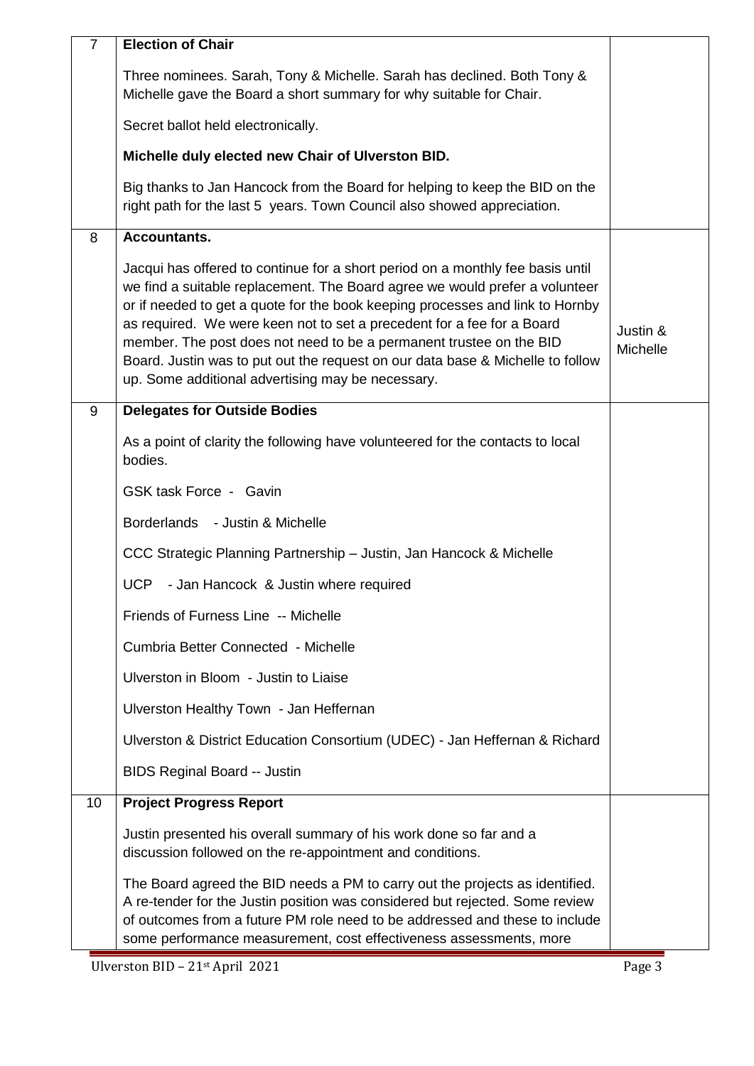| | | |
|---|---|---|
| 7 | **Election of Chair**<br><br>Three nominees. Sarah, Tony & Michelle. Sarah has declined. Both Tony & Michelle gave the Board a short summary for why suitable for Chair.<br><br>Secret ballot held electronically.<br><br>**Michelle duly elected new Chair of Ulverston BID.**<br><br>Big thanks to Jan Hancock from the Board for helping to keep the BID on the right path for the last 5 years. Town Council also showed appreciation. | |
| 8 | **Accountants.**<br><br>Jacqui has offered to continue for a short period on a monthly fee basis until we find a suitable replacement. The Board agree we would prefer a volunteer or if needed to get a quote for the book keeping processes and link to Hornby as required. We were keen not to set a precedent for a fee for a Board member. The post does not need to be a permanent trustee on the BID Board. Justin was to put out the request on our data base & Michelle to follow up. Some additional advertising may be necessary. | Justin & Michelle |
| 9 | **Delegates for Outside Bodies**<br><br>As a point of clarity the following have volunteered for the contacts to local bodies.<br><br>GSK task Force - Gavin<br><br>Borderlands - Justin & Michelle<br><br>CCC Strategic Planning Partnership – Justin, Jan Hancock & Michelle<br><br>UCP - Jan Hancock & Justin where required<br><br>Friends of Furness Line -- Michelle<br><br>Cumbria Better Connected - Michelle<br><br>Ulverston in Bloom - Justin to Liaise<br><br>Ulverston Healthy Town - Jan Heffernan<br><br>Ulverston & District Education Consortium (UDEC) - Jan Heffernan & Richard<br><br>BIDS Reginal Board -- Justin | |
| 10 | **Project Progress Report**<br><br>Justin presented his overall summary of his work done so far and a discussion followed on the re-appointment and conditions.<br><br>The Board agreed the BID needs a PM to carry out the projects as identified. A re-tender for the Justin position was considered but rejected. Some review of outcomes from a future PM role need to be addressed and these to include some performance measurement, cost effectiveness assessments, more | |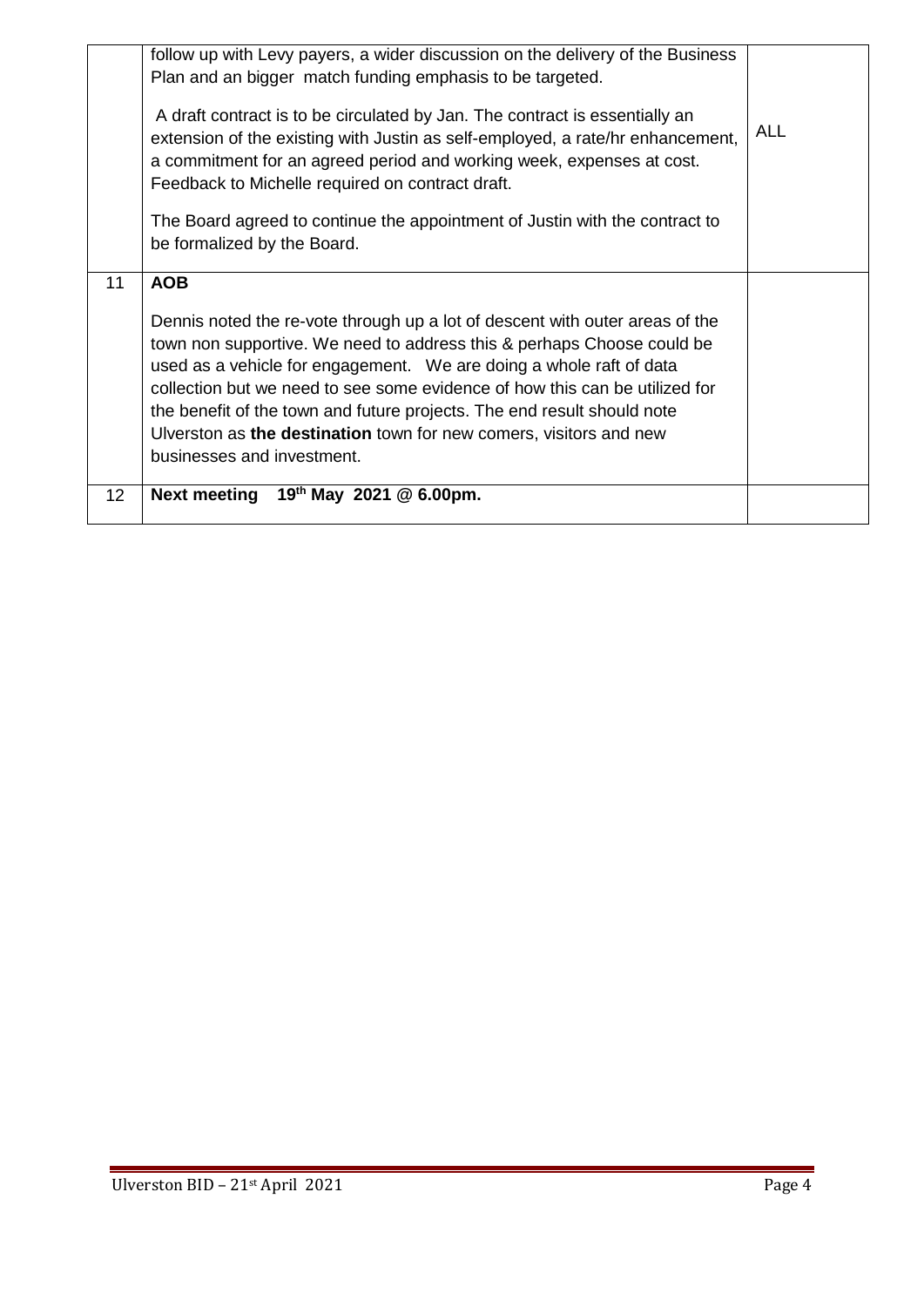| | | |
|---|---|---|
| | follow up with Levy payers, a wider discussion on the delivery of the Business Plan and an bigger match funding emphasis to be targeted.<br><br>A draft contract is to be circulated by Jan. The contract is essentially an extension of the existing with Justin as self-employed, a rate/hr enhancement, a commitment for an agreed period and working week, expenses at cost. Feedback to Michelle required on contract draft.<br><br>The Board agreed to continue the appointment of Justin with the contract to be formalized by the Board. | ALL |
| 11 | **AOB**<br><br>Dennis noted the re-vote through up a lot of descent with outer areas of the town non supportive. We need to address this & perhaps Choose could be used as a vehicle for engagement. We are doing a whole raft of data collection but we need to see some evidence of how this can be utilized for the benefit of the town and future projects. The end result should note Ulverston as **the destination** town for new comers, visitors and new businesses and investment. | |
| 12 | **Next meeting 19th May 2021 @ 6.00pm.** | |